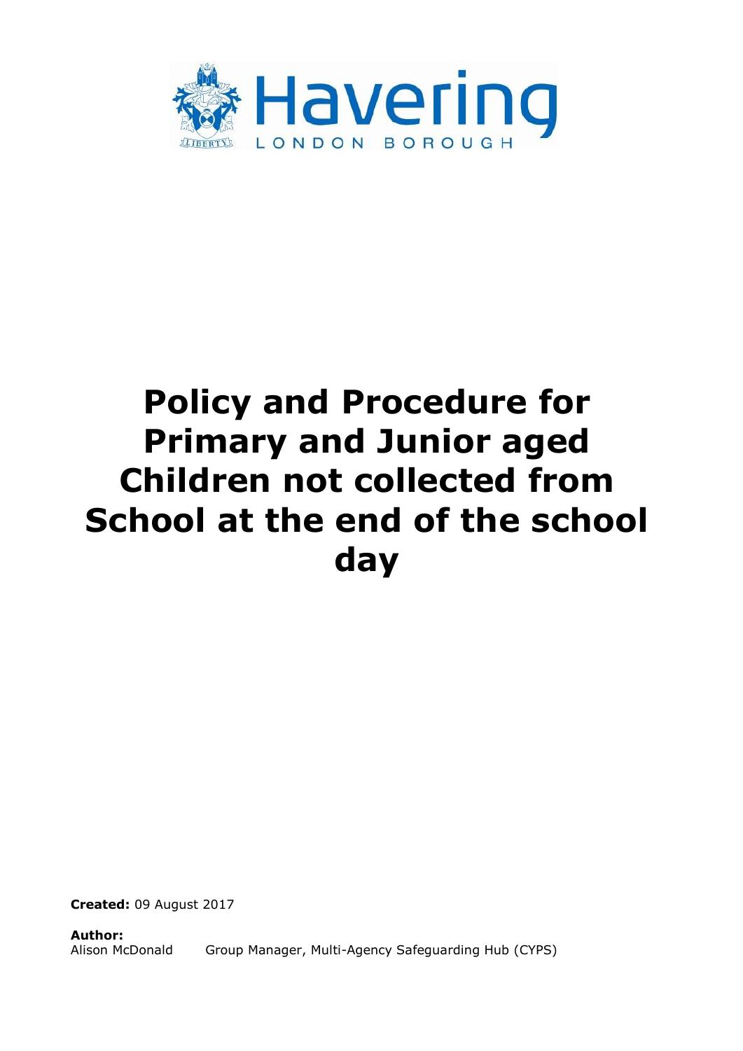Havering

LONDON BOROUGH

# Policy and Procedure for Primary and Junior aged Children not collected from School at the end of the school day

**Created:** 09 August 2017

**Author:**
Alison McDonald  Group Manager, Multi-Agency Safeguarding Hub (CYPS)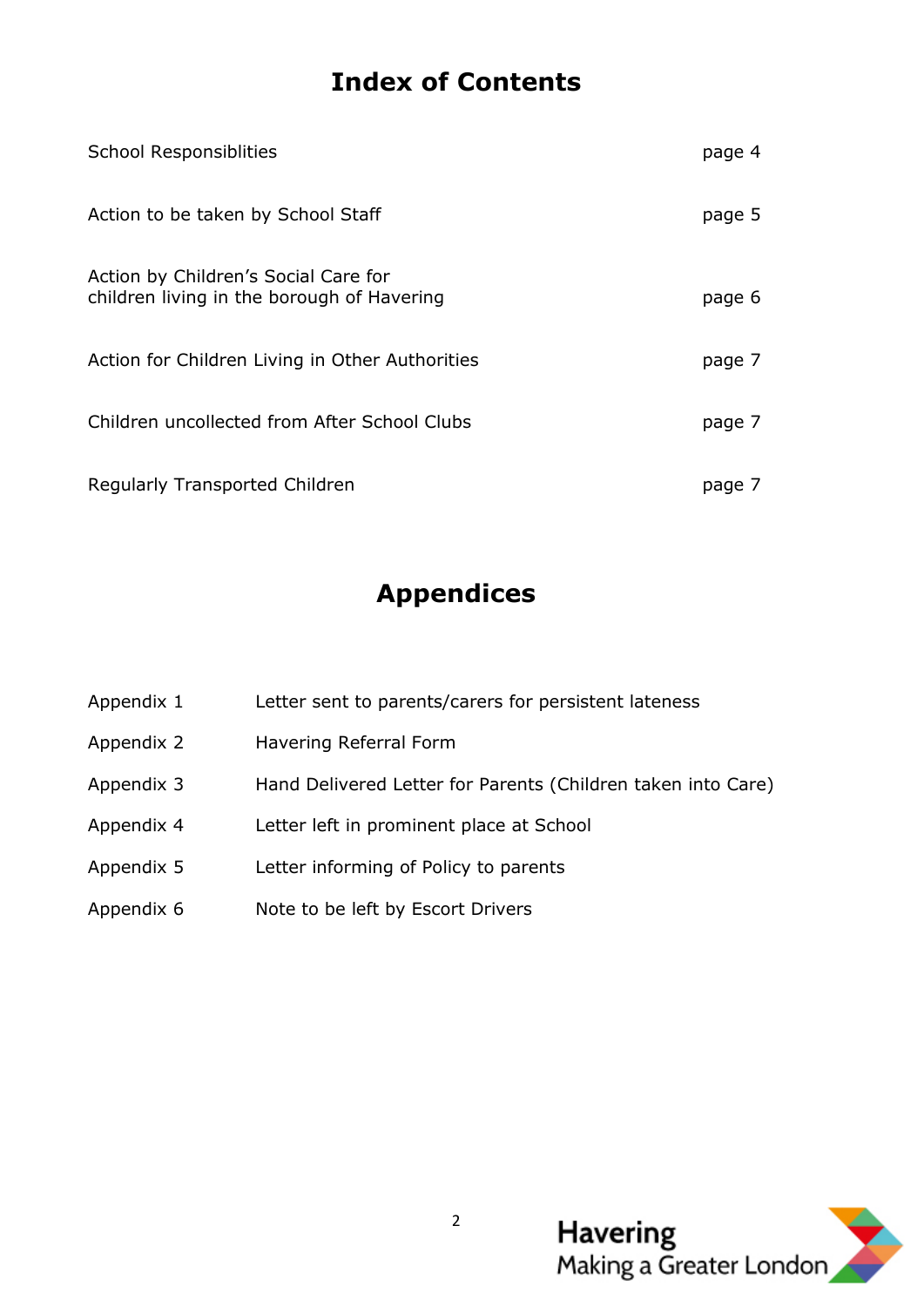# Index of Contents

| | |
|---|---|
| School Responsiblities | page 4 |
| Action to be taken by School Staff | page 5 |
| Action by Children's Social Care for children living in the borough of Havering | page 6 |
| Action for Children Living in Other Authorities | page 7 |
| Children uncollected from After School Clubs | page 7 |
| Regularly Transported Children | page 7 |

# Appendices

| | |
|---|---|
| Appendix 1 | Letter sent to parents/carers for persistent lateness |
| Appendix 2 | Havering Referral Form |
| Appendix 3 | Hand Delivered Letter for Parents (Children taken into Care) |
| Appendix 4 | Letter left in prominent place at School |
| Appendix 5 | Letter informing of Policy to parents |
| Appendix 6 | Note to be left by Escort Drivers |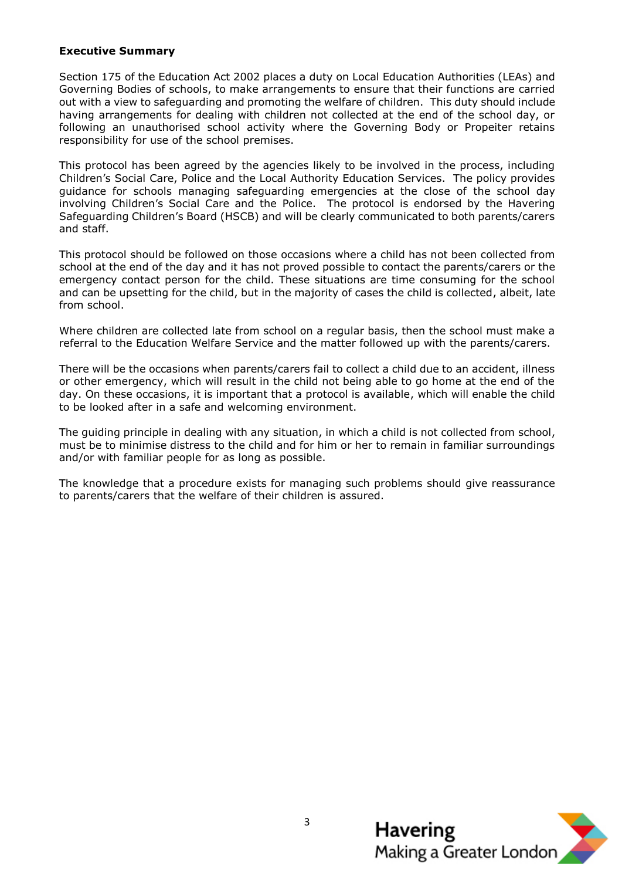**Executive Summary**

Section 175 of the Education Act 2002 places a duty on Local Education Authorities (LEAs) and Governing Bodies of schools, to make arrangements to ensure that their functions are carried out with a view to safeguarding and promoting the welfare of children. This duty should include having arrangements for dealing with children not collected at the end of the school day, or following an unauthorised school activity where the Governing Body or Propeiter retains responsibility for use of the school premises.

This protocol has been agreed by the agencies likely to be involved in the process, including Children's Social Care, Police and the Local Authority Education Services. The policy provides guidance for schools managing safeguarding emergencies at the close of the school day involving Children's Social Care and the Police. The protocol is endorsed by the Havering Safeguarding Children's Board (HSCB) and will be clearly communicated to both parents/carers and staff.

This protocol should be followed on those occasions where a child has not been collected from school at the end of the day and it has not proved possible to contact the parents/carers or the emergency contact person for the child. These situations are time consuming for the school and can be upsetting for the child, but in the majority of cases the child is collected, albeit, late from school.

Where children are collected late from school on a regular basis, then the school must make a referral to the Education Welfare Service and the matter followed up with the parents/carers.

There will be the occasions when parents/carers fail to collect a child due to an accident, illness or other emergency, which will result in the child not being able to go home at the end of the day. On these occasions, it is important that a protocol is available, which will enable the child to be looked after in a safe and welcoming environment.

The guiding principle in dealing with any situation, in which a child is not collected from school, must be to minimise distress to the child and for him or her to remain in familiar surroundings and/or with familiar people for as long as possible.

The knowledge that a procedure exists for managing such problems should give reassurance to parents/carers that the welfare of their children is assured.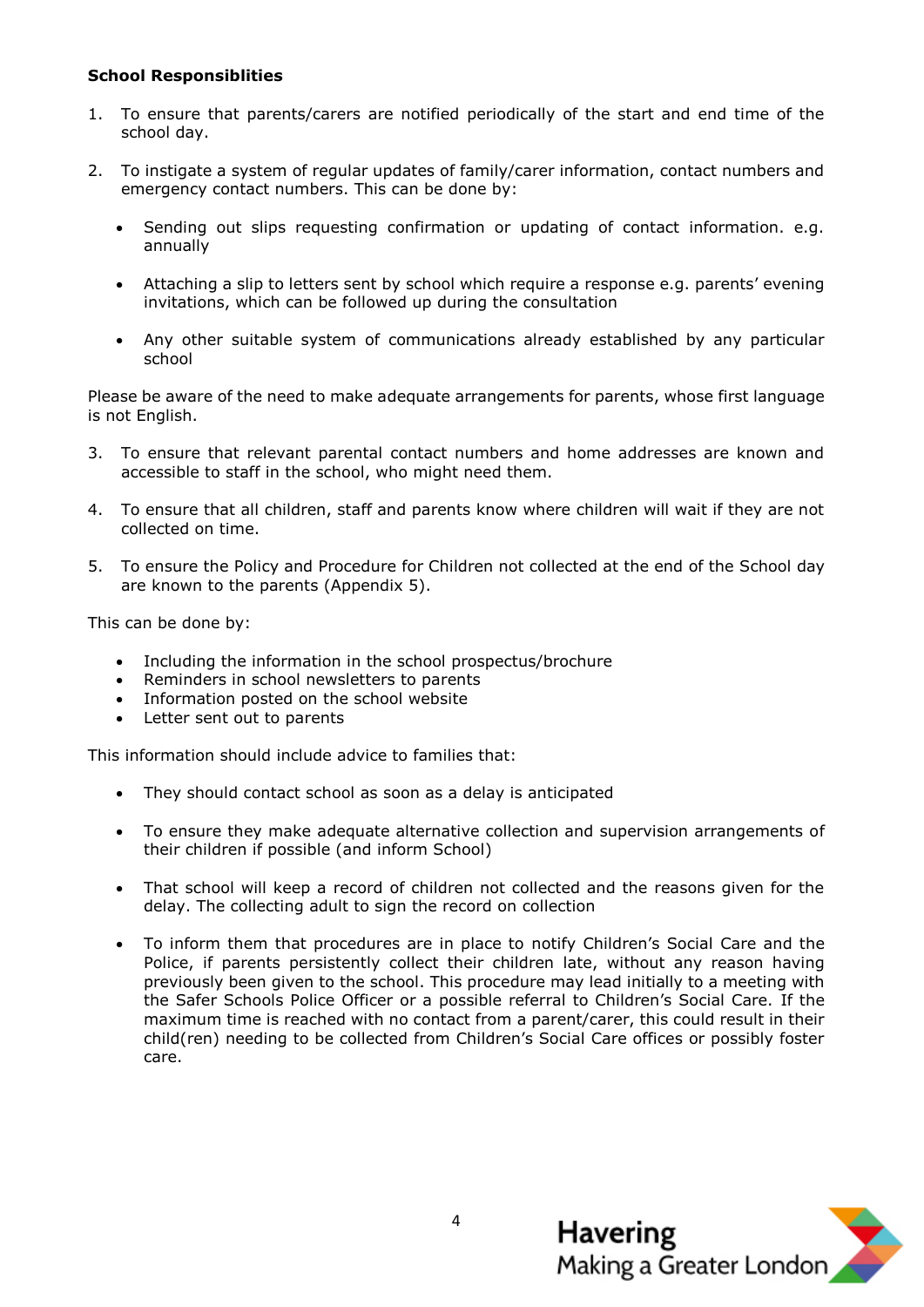**School Responsiblities**

1. To ensure that parents/carers are notified periodically of the start and end time of the school day.

2. To instigate a system of regular updates of family/carer information, contact numbers and emergency contact numbers. This can be done by:

   - Sending out slips requesting confirmation or updating of contact information. e.g. annually

   - Attaching a slip to letters sent by school which require a response e.g. parents' evening invitations, which can be followed up during the consultation

   - Any other suitable system of communications already established by any particular school

Please be aware of the need to make adequate arrangements for parents, whose first language is not English.

3. To ensure that relevant parental contact numbers and home addresses are known and accessible to staff in the school, who might need them.

4. To ensure that all children, staff and parents know where children will wait if they are not collected on time.

5. To ensure the Policy and Procedure for Children not collected at the end of the School day are known to the parents (Appendix 5).

This can be done by:

- Including the information in the school prospectus/brochure
- Reminders in school newsletters to parents
- Information posted on the school website
- Letter sent out to parents

This information should include advice to families that:

- They should contact school as soon as a delay is anticipated

- To ensure they make adequate alternative collection and supervision arrangements of their children if possible (and inform School)

- That school will keep a record of children not collected and the reasons given for the delay. The collecting adult to sign the record on collection

- To inform them that procedures are in place to notify Children's Social Care and the Police, if parents persistently collect their children late, without any reason having previously been given to the school. This procedure may lead initially to a meeting with the Safer Schools Police Officer or a possible referral to Children's Social Care. If the maximum time is reached with no contact from a parent/carer, this could result in their child(ren) needing to be collected from Children's Social Care offices or possibly foster care.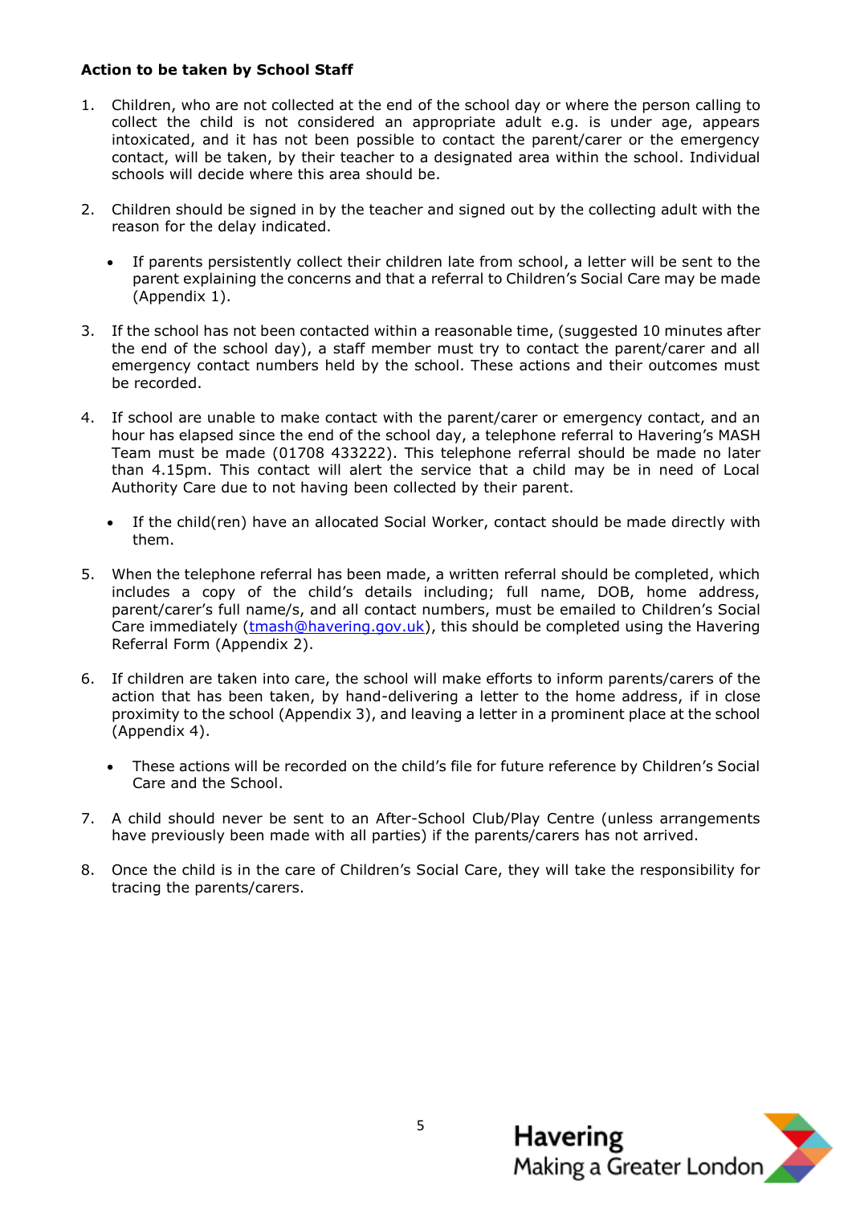**Action to be taken by School Staff**

1. Children, who are not collected at the end of the school day or where the person calling to collect the child is not considered an appropriate adult e.g. is under age, appears intoxicated, and it has not been possible to contact the parent/carer or the emergency contact, will be taken, by their teacher to a designated area within the school. Individual schools will decide where this area should be.

2. Children should be signed in by the teacher and signed out by the collecting adult with the reason for the delay indicated.

   - If parents persistently collect their children late from school, a letter will be sent to the parent explaining the concerns and that a referral to Children's Social Care may be made (Appendix 1).

3. If the school has not been contacted within a reasonable time, (suggested 10 minutes after the end of the school day), a staff member must try to contact the parent/carer and all emergency contact numbers held by the school. These actions and their outcomes must be recorded.

4. If school are unable to make contact with the parent/carer or emergency contact, and an hour has elapsed since the end of the school day, a telephone referral to Havering's MASH Team must be made (01708 433222). This telephone referral should be made no later than 4.15pm. This contact will alert the service that a child may be in need of Local Authority Care due to not having been collected by their parent.

   - If the child(ren) have an allocated Social Worker, contact should be made directly with them.

5. When the telephone referral has been made, a written referral should be completed, which includes a copy of the child's details including; full name, DOB, home address, parent/carer's full name/s, and all contact numbers, must be emailed to Children's Social Care immediately (tmash@havering.gov.uk), this should be completed using the Havering Referral Form (Appendix 2).

6. If children are taken into care, the school will make efforts to inform parents/carers of the action that has been taken, by hand-delivering a letter to the home address, if in close proximity to the school (Appendix 3), and leaving a letter in a prominent place at the school (Appendix 4).

   - These actions will be recorded on the child's file for future reference by Children's Social Care and the School.

7. A child should never be sent to an After-School Club/Play Centre (unless arrangements have previously been made with all parties) if the parents/carers has not arrived.

8. Once the child is in the care of Children's Social Care, they will take the responsibility for tracing the parents/carers.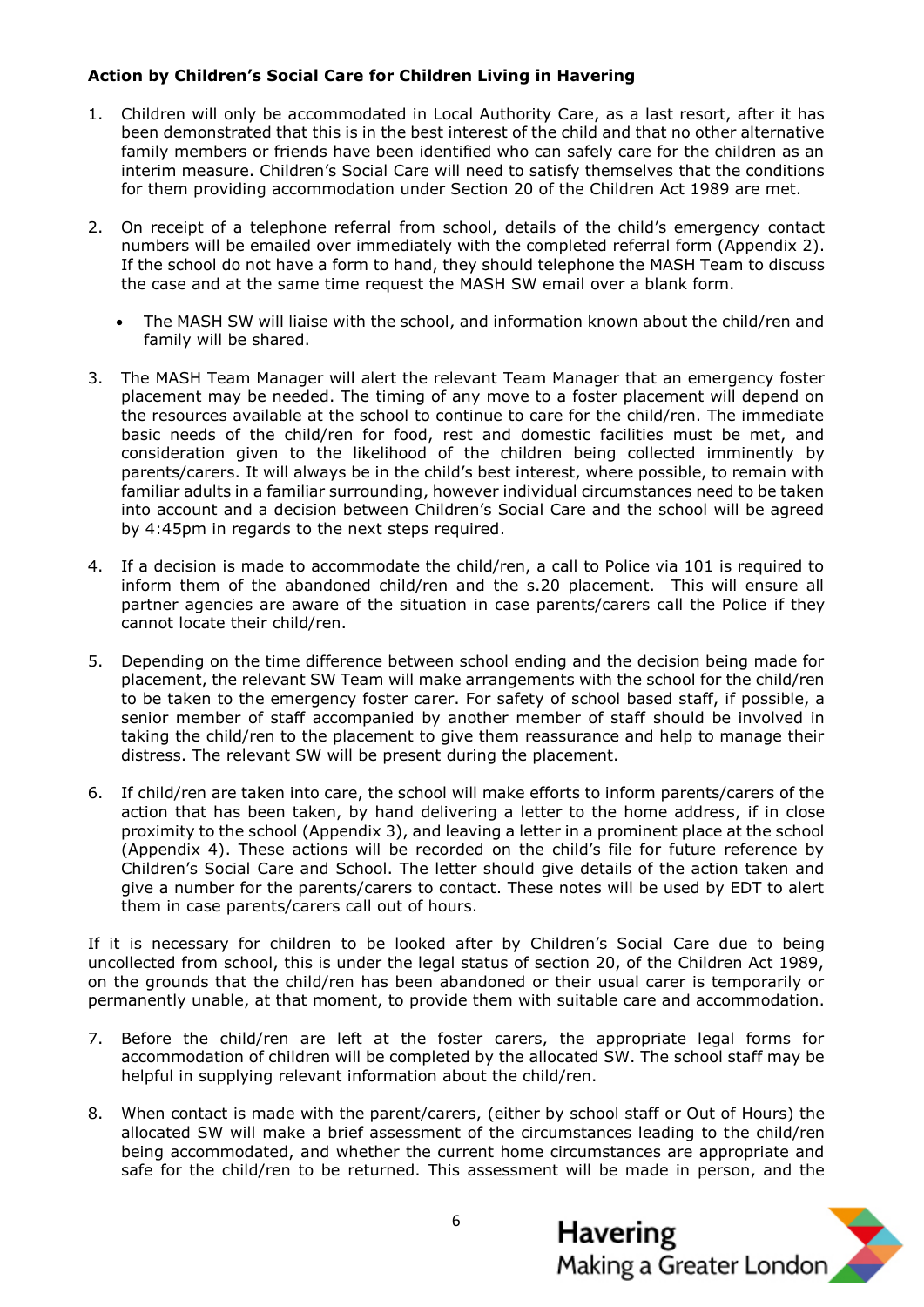**Action by Children's Social Care for Children Living in Havering**

1. Children will only be accommodated in Local Authority Care, as a last resort, after it has been demonstrated that this is in the best interest of the child and that no other alternative family members or friends have been identified who can safely care for the children as an interim measure. Children's Social Care will need to satisfy themselves that the conditions for them providing accommodation under Section 20 of the Children Act 1989 are met.

2. On receipt of a telephone referral from school, details of the child's emergency contact numbers will be emailed over immediately with the completed referral form (Appendix 2). If the school do not have a form to hand, they should telephone the MASH Team to discuss the case and at the same time request the MASH SW email over a blank form.

   - The MASH SW will liaise with the school, and information known about the child/ren and family will be shared.

3. The MASH Team Manager will alert the relevant Team Manager that an emergency foster placement may be needed. The timing of any move to a foster placement will depend on the resources available at the school to continue to care for the child/ren. The immediate basic needs of the child/ren for food, rest and domestic facilities must be met, and consideration given to the likelihood of the children being collected imminently by parents/carers. It will always be in the child's best interest, where possible, to remain with familiar adults in a familiar surrounding, however individual circumstances need to be taken into account and a decision between Children's Social Care and the school will be agreed by 4:45pm in regards to the next steps required.

4. If a decision is made to accommodate the child/ren, a call to Police via 101 is required to inform them of the abandoned child/ren and the s.20 placement. This will ensure all partner agencies are aware of the situation in case parents/carers call the Police if they cannot locate their child/ren.

5. Depending on the time difference between school ending and the decision being made for placement, the relevant SW Team will make arrangements with the school for the child/ren to be taken to the emergency foster carer. For safety of school based staff, if possible, a senior member of staff accompanied by another member of staff should be involved in taking the child/ren to the placement to give them reassurance and help to manage their distress. The relevant SW will be present during the placement.

6. If child/ren are taken into care, the school will make efforts to inform parents/carers of the action that has been taken, by hand delivering a letter to the home address, if in close proximity to the school (Appendix 3), and leaving a letter in a prominent place at the school (Appendix 4). These actions will be recorded on the child's file for future reference by Children's Social Care and School. The letter should give details of the action taken and give a number for the parents/carers to contact. These notes will be used by EDT to alert them in case parents/carers call out of hours.

If it is necessary for children to be looked after by Children's Social Care due to being uncollected from school, this is under the legal status of section 20, of the Children Act 1989, on the grounds that the child/ren has been abandoned or their usual carer is temporarily or permanently unable, at that moment, to provide them with suitable care and accommodation.

7. Before the child/ren are left at the foster carers, the appropriate legal forms for accommodation of children will be completed by the allocated SW. The school staff may be helpful in supplying relevant information about the child/ren.

8. When contact is made with the parent/carers, (either by school staff or Out of Hours) the allocated SW will make a brief assessment of the circumstances leading to the child/ren being accommodated, and whether the current home circumstances are appropriate and safe for the child/ren to be returned. This assessment will be made in person, and the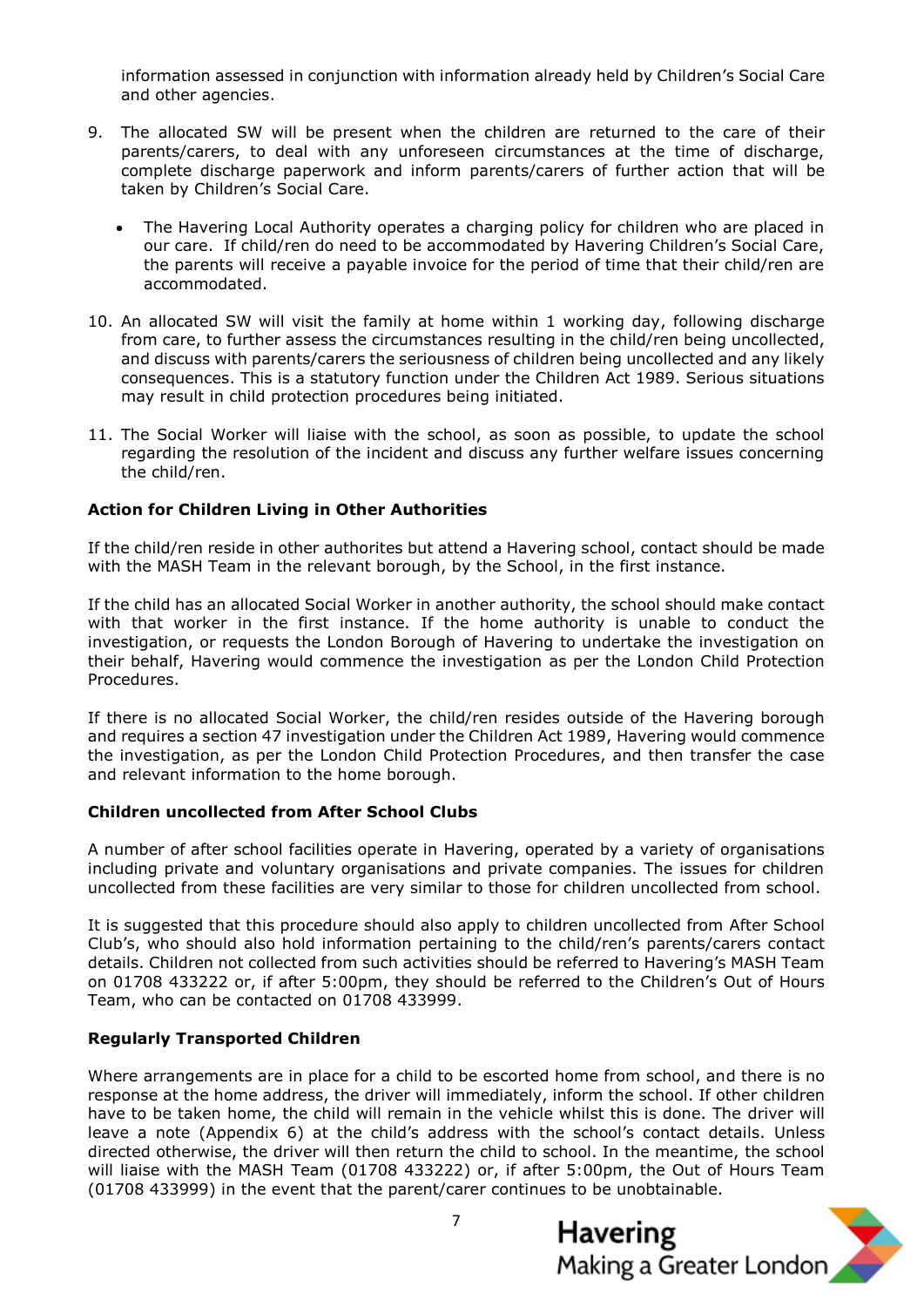information assessed in conjunction with information already held by Children's Social Care and other agencies.

9. The allocated SW will be present when the children are returned to the care of their parents/carers, to deal with any unforeseen circumstances at the time of discharge, complete discharge paperwork and inform parents/carers of further action that will be taken by Children's Social Care.

   - The Havering Local Authority operates a charging policy for children who are placed in our care. If child/ren do need to be accommodated by Havering Children's Social Care, the parents will receive a payable invoice for the period of time that their child/ren are accommodated.

10. An allocated SW will visit the family at home within 1 working day, following discharge from care, to further assess the circumstances resulting in the child/ren being uncollected, and discuss with parents/carers the seriousness of children being uncollected and any likely consequences. This is a statutory function under the Children Act 1989. Serious situations may result in child protection procedures being initiated.

11. The Social Worker will liaise with the school, as soon as possible, to update the school regarding the resolution of the incident and discuss any further welfare issues concerning the child/ren.

**Action for Children Living in Other Authorities**

If the child/ren reside in other authorites but attend a Havering school, contact should be made with the MASH Team in the relevant borough, by the School, in the first instance.

If the child has an allocated Social Worker in another authority, the school should make contact with that worker in the first instance. If the home authority is unable to conduct the investigation, or requests the London Borough of Havering to undertake the investigation on their behalf, Havering would commence the investigation as per the London Child Protection Procedures.

If there is no allocated Social Worker, the child/ren resides outside of the Havering borough and requires a section 47 investigation under the Children Act 1989, Havering would commence the investigation, as per the London Child Protection Procedures, and then transfer the case and relevant information to the home borough.

**Children uncollected from After School Clubs**

A number of after school facilities operate in Havering, operated by a variety of organisations including private and voluntary organisations and private companies. The issues for children uncollected from these facilities are very similar to those for children uncollected from school.

It is suggested that this procedure should also apply to children uncollected from After School Club's, who should also hold information pertaining to the child/ren's parents/carers contact details. Children not collected from such activities should be referred to Havering's MASH Team on 01708 433222 or, if after 5:00pm, they should be referred to the Children's Out of Hours Team, who can be contacted on 01708 433999.

**Regularly Transported Children**

Where arrangements are in place for a child to be escorted home from school, and there is no response at the home address, the driver will immediately, inform the school. If other children have to be taken home, the child will remain in the vehicle whilst this is done. The driver will leave a note (Appendix 6) at the child's address with the school's contact details. Unless directed otherwise, the driver will then return the child to school. In the meantime, the school will liaise with the MASH Team (01708 433222) or, if after 5:00pm, the Out of Hours Team (01708 433999) in the event that the parent/carer continues to be unobtainable.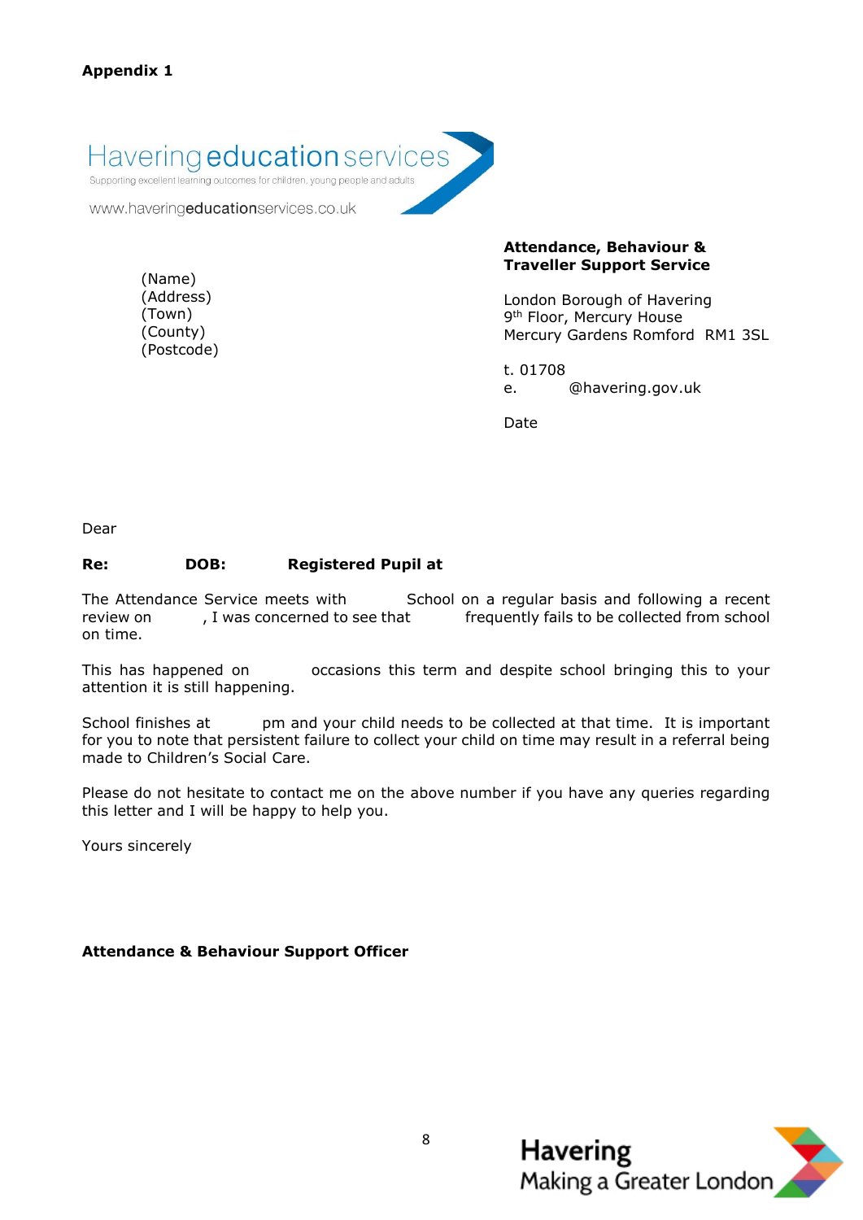**Appendix 1**

Havering education services
Supporting excellent learning outcomes for children, young people and adults
www.haveringeducationservices.co.uk

**Attendance, Behaviour & Traveller Support Service**

London Borough of Havering
9th Floor, Mercury House
Mercury Gardens Romford RM1 3SL

t. 01708
e. @havering.gov.uk

Date

(Name)
(Address)
(Town)
(County)
(Postcode)

Dear

**Re: DOB: Registered Pupil at**

The Attendance Service meets with School on a regular basis and following a recent review on , I was concerned to see that frequently fails to be collected from school on time.

This has happened on occasions this term and despite school bringing this to your attention it is still happening.

School finishes at pm and your child needs to be collected at that time. It is important for you to note that persistent failure to collect your child on time may result in a referral being made to Children's Social Care.

Please do not hesitate to contact me on the above number if you have any queries regarding this letter and I will be happy to help you.

Yours sincerely

**Attendance & Behaviour Support Officer**

Havering
Making a Greater London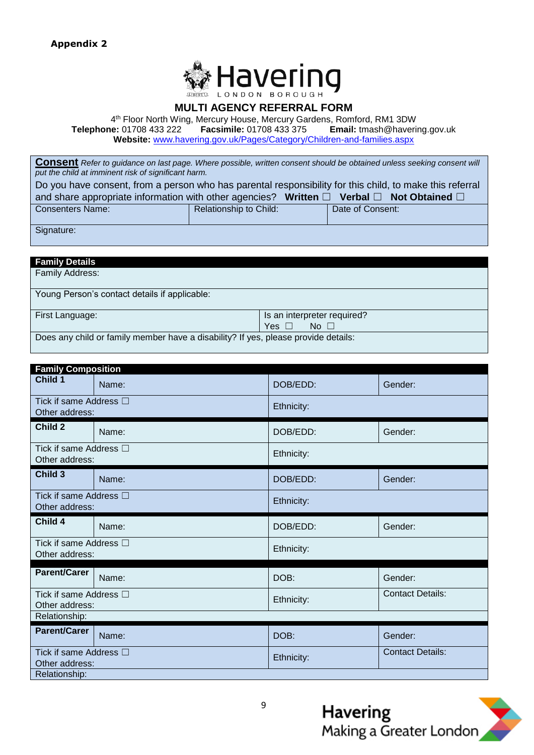**Appendix 2**

Havering

LONDON BOROUGH

## MULTI AGENCY REFERRAL FORM

4th Floor North Wing, Mercury House, Mercury Gardens, Romford, RM1 3DW
**Telephone:** 01708 433 222 **Facsimile:** 01708 433 375 **Email:** tmash@havering.gov.uk
**Website:** www.havering.gov.uk/Pages/Category/Children-and-families.aspx

| **Consent** *Refer to guidance on last page. Where possible, written consent should be obtained unless seeking consent will put the child at imminent risk of significant harm.* | | |
|---|---|---|
| Do you have consent, from a person who has parental responsibility for this child, to make this referral and share appropriate information with other agencies? **Written** ☐ **Verbal** ☐ **Not Obtained** ☐ | | |
| Consenters Name: | Relationship to Child: | Date of Consent: |
| Signature: | | |

| **Family Details** | |
|---|---|
| Family Address: | |
| Young Person's contact details if applicable: | |
| First Language: | Is an interpreter required? Yes ☐ No ☐ |
| Does any child or family member have a disability? If yes, please provide details: | |

| **Family Composition** | | | |
|---|---|---|---|
| **Child 1** | Name: | DOB/EDD: | Gender: |
| Tick if same Address ☐ Other address: | | Ethnicity: | |
| **Child 2** | Name: | DOB/EDD: | Gender: |
| Tick if same Address ☐ Other address: | | Ethnicity: | |
| **Child 3** | Name: | DOB/EDD: | Gender: |
| Tick if same Address ☐ Other address: | | Ethnicity: | |
| **Child 4** | Name: | DOB/EDD: | Gender: |
| Tick if same Address ☐ Other address: | | Ethnicity: | |
| **Parent/Carer** | Name: | DOB: | Gender: |
| Tick if same Address ☐ Other address: | | Ethnicity: | Contact Details: |
| Relationship: | | | |
| **Parent/Carer** | Name: | DOB: | Gender: |
| Tick if same Address ☐ Other address: | | Ethnicity: | Contact Details: |
| Relationship: | | | |

Havering
Making a Greater London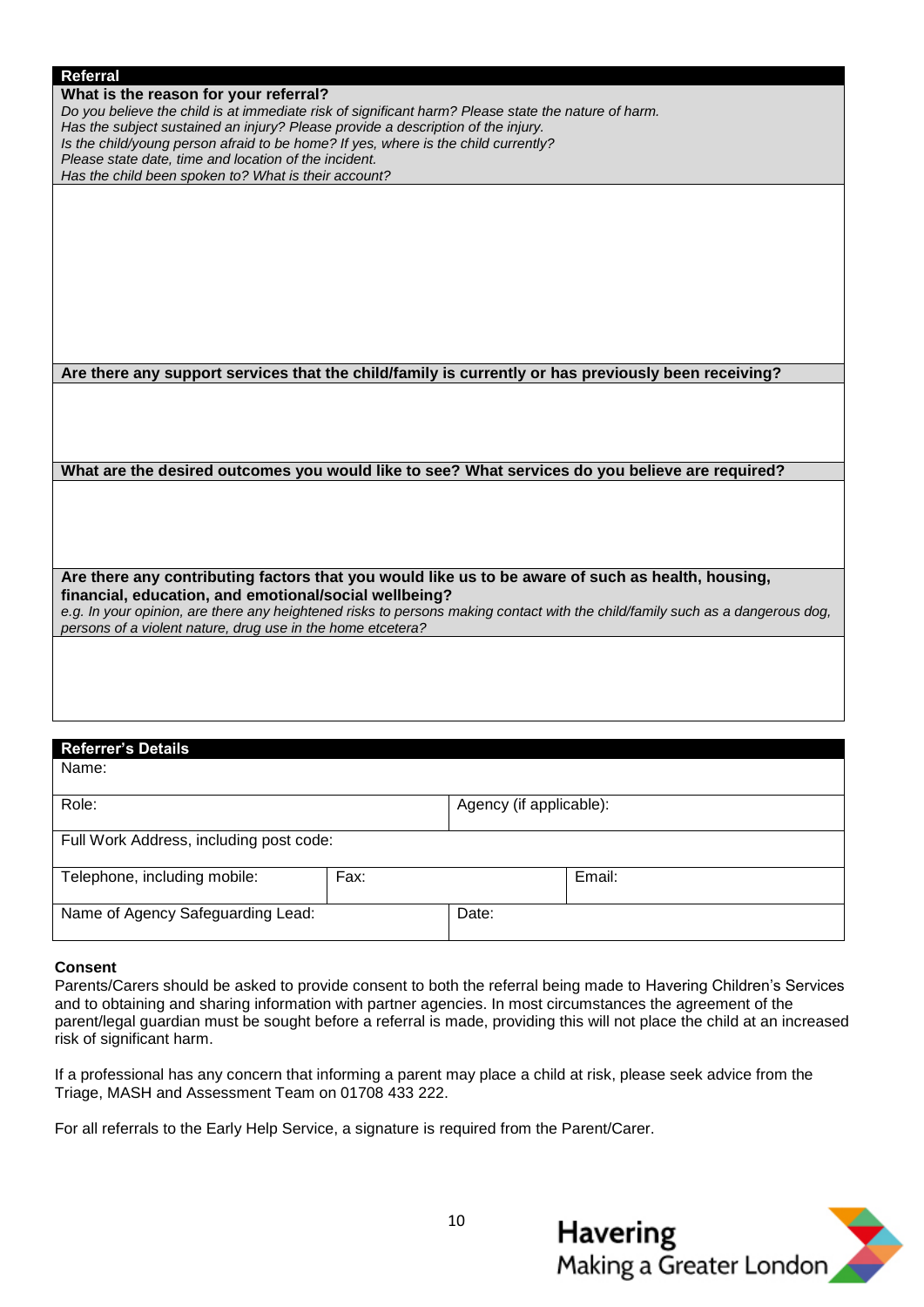## Referral

| **What is the reason for your referral?** *Do you believe the child is at immediate risk of significant harm? Please state the nature of harm. Has the subject sustained an injury? Please provide a description of the injury. Is the child/young person afraid to be home? If yes, where is the child currently? Please state date, time and location of the incident. Has the child been spoken to? What is their account?* |
|---|
| |
| **Are there any support services that the child/family is currently or has previously been receiving?** |
| |
| **What are the desired outcomes you would like to see? What services do you believe are required?** |
| |
| **Are there any contributing factors that you would like us to be aware of such as health, housing, financial, education, and emotional/social wellbeing?** *e.g. In your opinion, are there any heightened risks to persons making contact with the child/family such as a dangerous dog, persons of a violent nature, drug use in the home etcetera?* |
| |

## Referrer's Details

| Name: | | |
|---|---|---|
| Role: | Agency (if applicable): | |
| Full Work Address, including post code: | | |
| Telephone, including mobile: | Fax: | Email: |
| Name of Agency Safeguarding Lead: | Date: | |

**Consent**

Parents/Carers should be asked to provide consent to both the referral being made to Havering Children's Services and to obtaining and sharing information with partner agencies. In most circumstances the agreement of the parent/legal guardian must be sought before a referral is made, providing this will not place the child at an increased risk of significant harm.

If a professional has any concern that informing a parent may place a child at risk, please seek advice from the Triage, MASH and Assessment Team on 01708 433 222.

For all referrals to the Early Help Service, a signature is required from the Parent/Carer.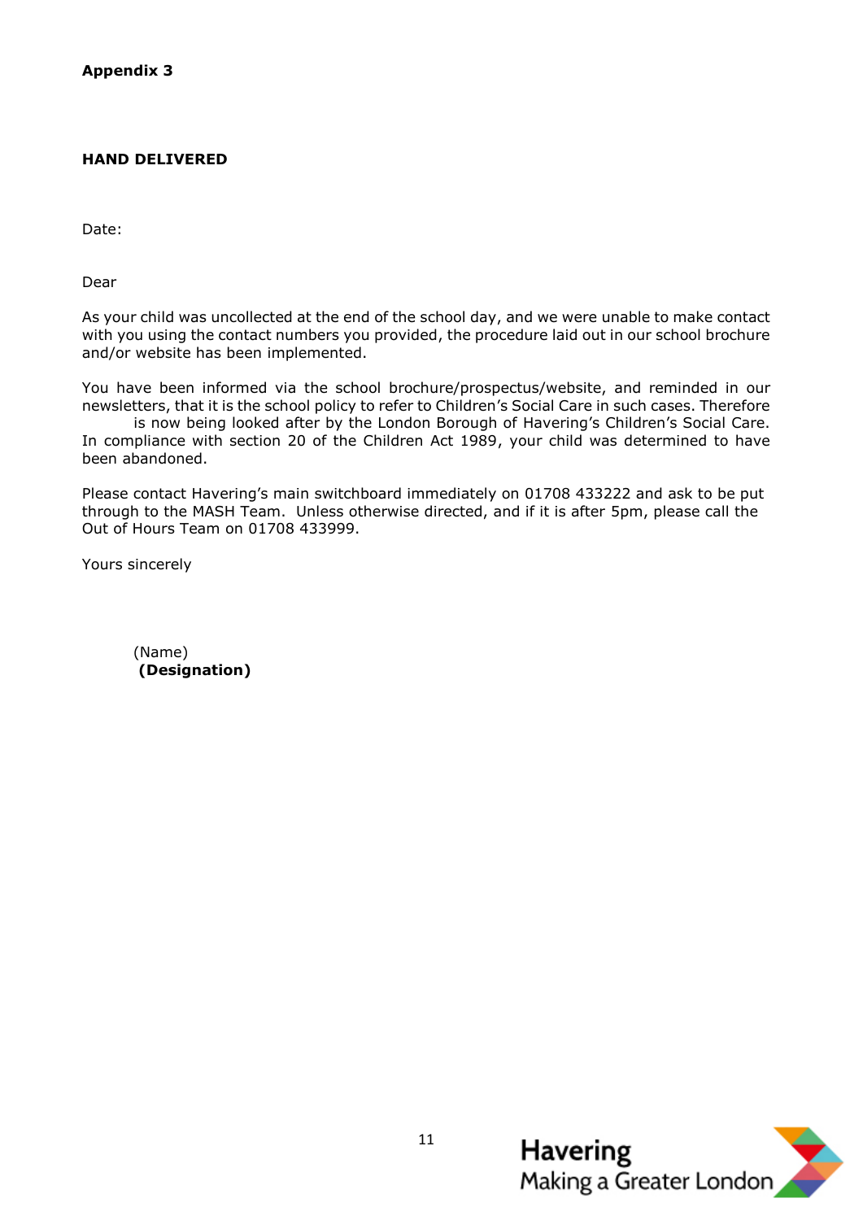**Appendix 3**

**HAND DELIVERED**

Date:

Dear

As your child was uncollected at the end of the school day, and we were unable to make contact with you using the contact numbers you provided, the procedure laid out in our school brochure and/or website has been implemented.

You have been informed via the school brochure/prospectus/website, and reminded in our newsletters, that it is the school policy to refer to Children's Social Care in such cases. Therefore is now being looked after by the London Borough of Havering's Children's Social Care. In compliance with section 20 of the Children Act 1989, your child was determined to have been abandoned.

Please contact Havering's main switchboard immediately on 01708 433222 and ask to be put through to the MASH Team. Unless otherwise directed, and if it is after 5pm, please call the Out of Hours Team on 01708 433999.

Yours sincerely

(Name)
**(Designation)**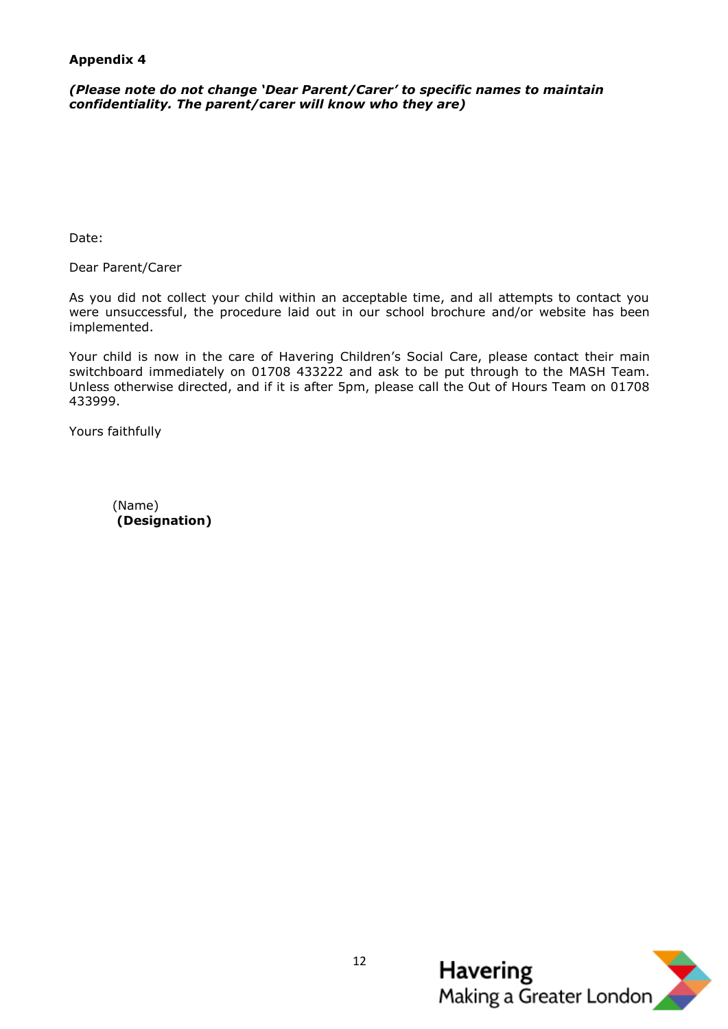**Appendix 4**

***(Please note do not change 'Dear Parent/Carer' to specific names to maintain confidentiality. The parent/carer will know who they are)***

Date:

Dear Parent/Carer

As you did not collect your child within an acceptable time, and all attempts to contact you were unsuccessful, the procedure laid out in our school brochure and/or website has been implemented.

Your child is now in the care of Havering Children's Social Care, please contact their main switchboard immediately on 01708 433222 and ask to be put through to the MASH Team. Unless otherwise directed, and if it is after 5pm, please call the Out of Hours Team on 01708 433999.

Yours faithfully

(Name)
**(Designation)**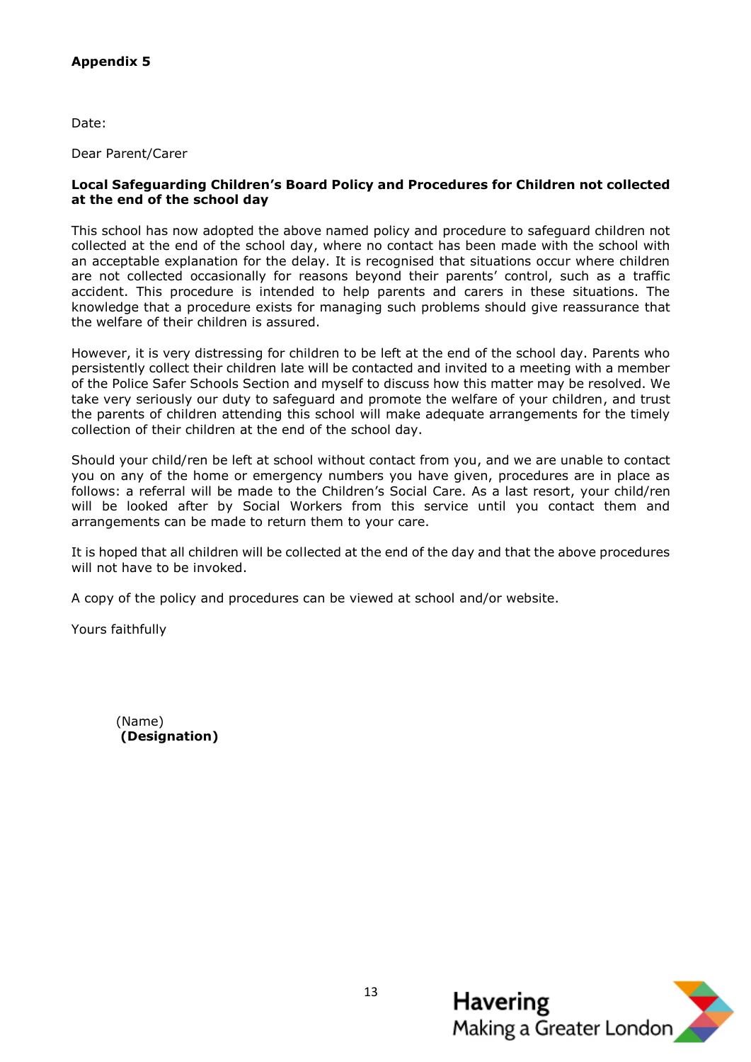**Appendix 5**

Date:

Dear Parent/Carer

**Local Safeguarding Children's Board Policy and Procedures for Children not collected at the end of the school day**

This school has now adopted the above named policy and procedure to safeguard children not collected at the end of the school day, where no contact has been made with the school with an acceptable explanation for the delay. It is recognised that situations occur where children are not collected occasionally for reasons beyond their parents' control, such as a traffic accident. This procedure is intended to help parents and carers in these situations. The knowledge that a procedure exists for managing such problems should give reassurance that the welfare of their children is assured.

However, it is very distressing for children to be left at the end of the school day. Parents who persistently collect their children late will be contacted and invited to a meeting with a member of the Police Safer Schools Section and myself to discuss how this matter may be resolved. We take very seriously our duty to safeguard and promote the welfare of your children, and trust the parents of children attending this school will make adequate arrangements for the timely collection of their children at the end of the school day.

Should your child/ren be left at school without contact from you, and we are unable to contact you on any of the home or emergency numbers you have given, procedures are in place as follows: a referral will be made to the Children's Social Care. As a last resort, your child/ren will be looked after by Social Workers from this service until you contact them and arrangements can be made to return them to your care.

It is hoped that all children will be collected at the end of the day and that the above procedures will not have to be invoked.

A copy of the policy and procedures can be viewed at school and/or website.

Yours faithfully

(Name)
**(Designation)**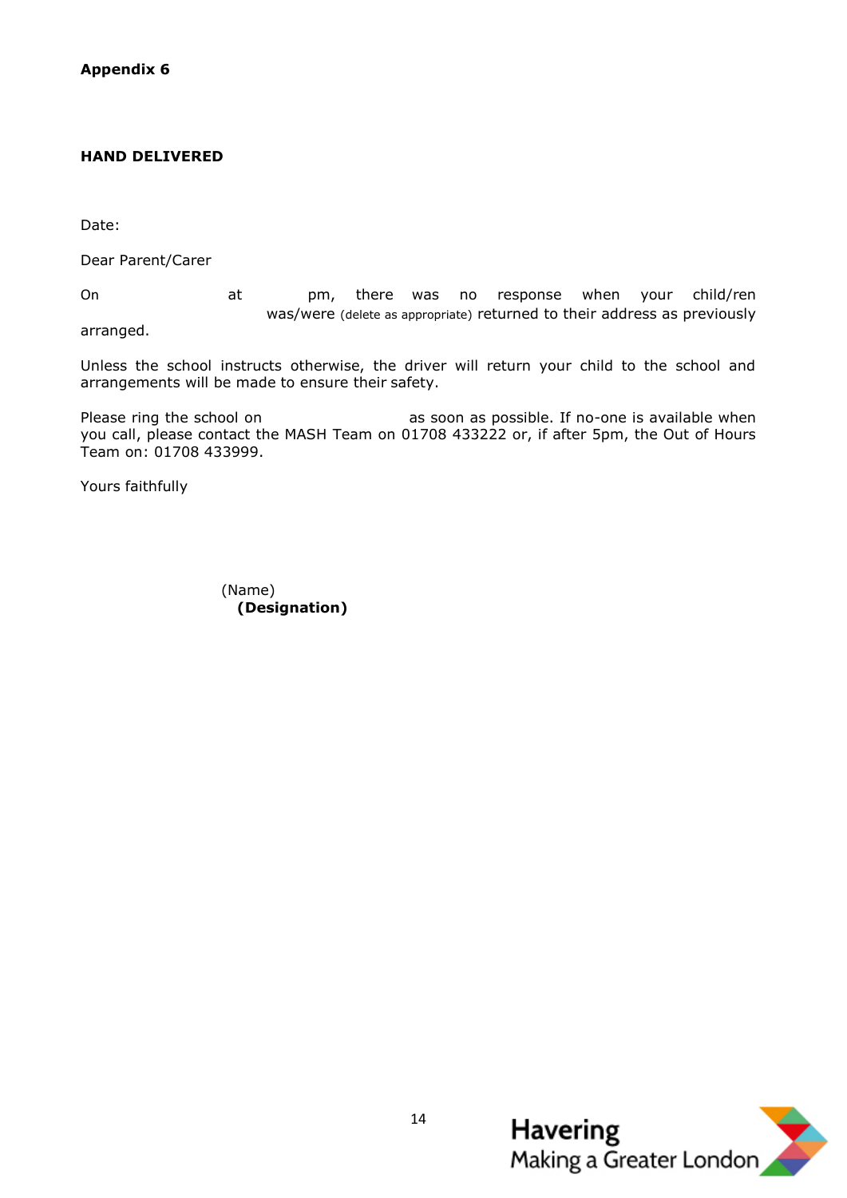**Appendix 6**

**HAND DELIVERED**

Date:

Dear Parent/Carer

On                          at              pm, there was no response when your child/ren was/were (delete as appropriate) returned to their address as previously arranged.

Unless the school instructs otherwise, the driver will return your child to the school and arrangements will be made to ensure their safety.

Please ring the school on                          as soon as possible. If no-one is available when you call, please contact the MASH Team on 01708 433222 or, if after 5pm, the Out of Hours Team on: 01708 433999.

Yours faithfully

(Name)
**(Designation)**